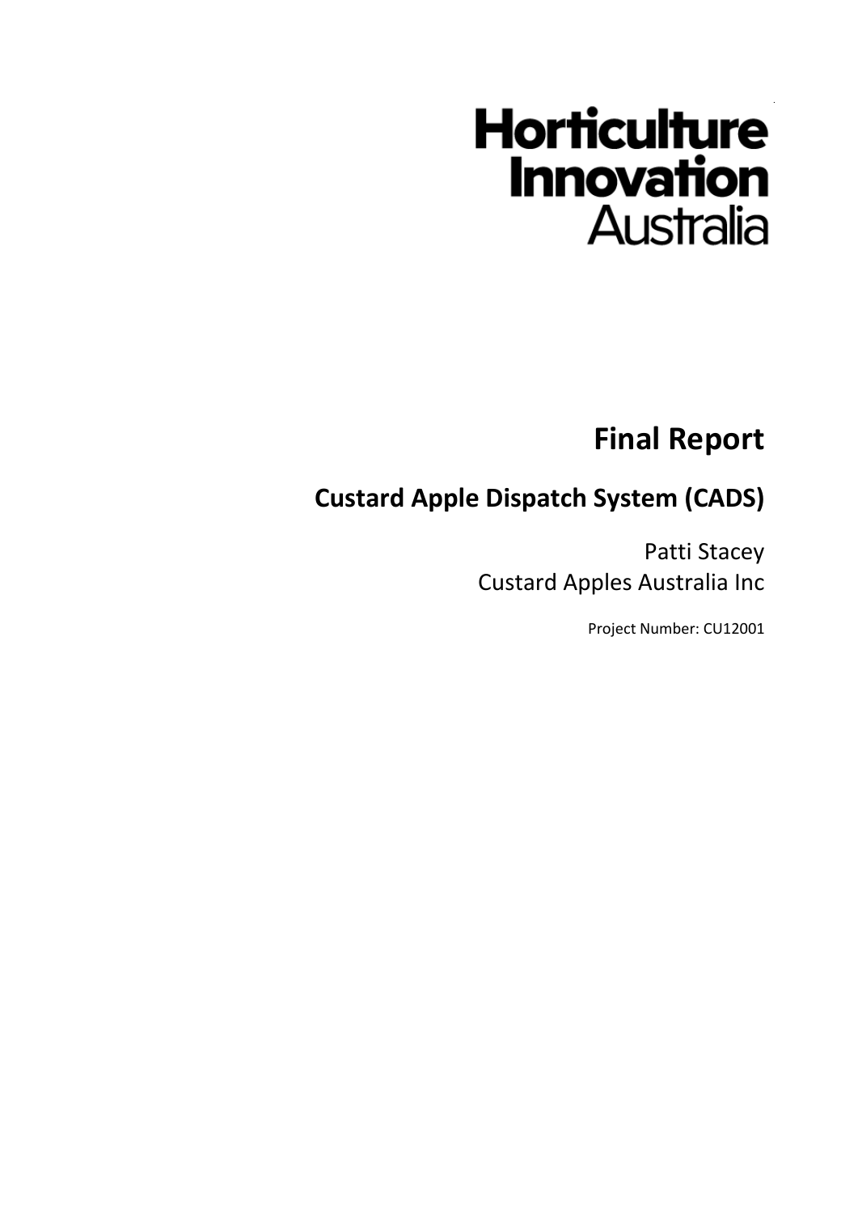Horticulture Innovation Australia

# Final Report

## Custard Apple Dispatch System (CADS)

Patti Stacey
Custard Apples Australia Inc

Project Number: CU12001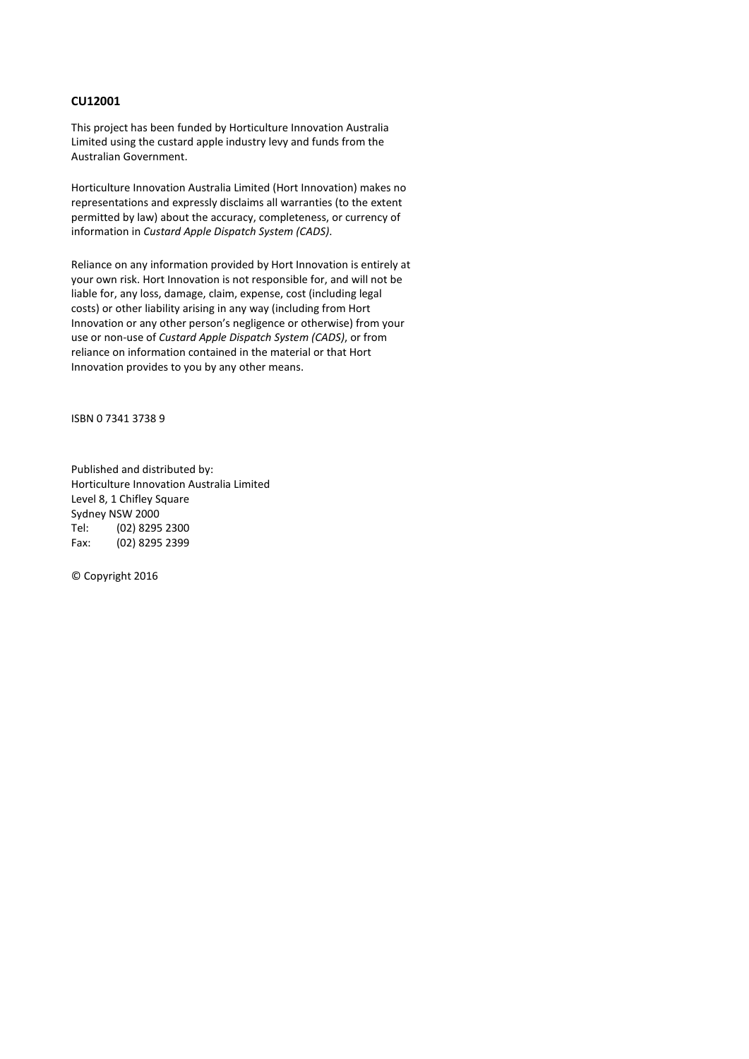**CU12001**

This project has been funded by Horticulture Innovation Australia Limited using the custard apple industry levy and funds from the Australian Government.

Horticulture Innovation Australia Limited (Hort Innovation) makes no representations and expressly disclaims all warranties (to the extent permitted by law) about the accuracy, completeness, or currency of information in *Custard Apple Dispatch System (CADS)*.

Reliance on any information provided by Hort Innovation is entirely at your own risk. Hort Innovation is not responsible for, and will not be liable for, any loss, damage, claim, expense, cost (including legal costs) or other liability arising in any way (including from Hort Innovation or any other person's negligence or otherwise) from your use or non-use of *Custard Apple Dispatch System (CADS)*, or from reliance on information contained in the material or that Hort Innovation provides to you by any other means.

ISBN 0 7341 3738 9

Published and distributed by:
Horticulture Innovation Australia Limited
Level 8, 1 Chifley Square
Sydney NSW 2000
Tel: (02) 8295 2300
Fax: (02) 8295 2399

© Copyright 2016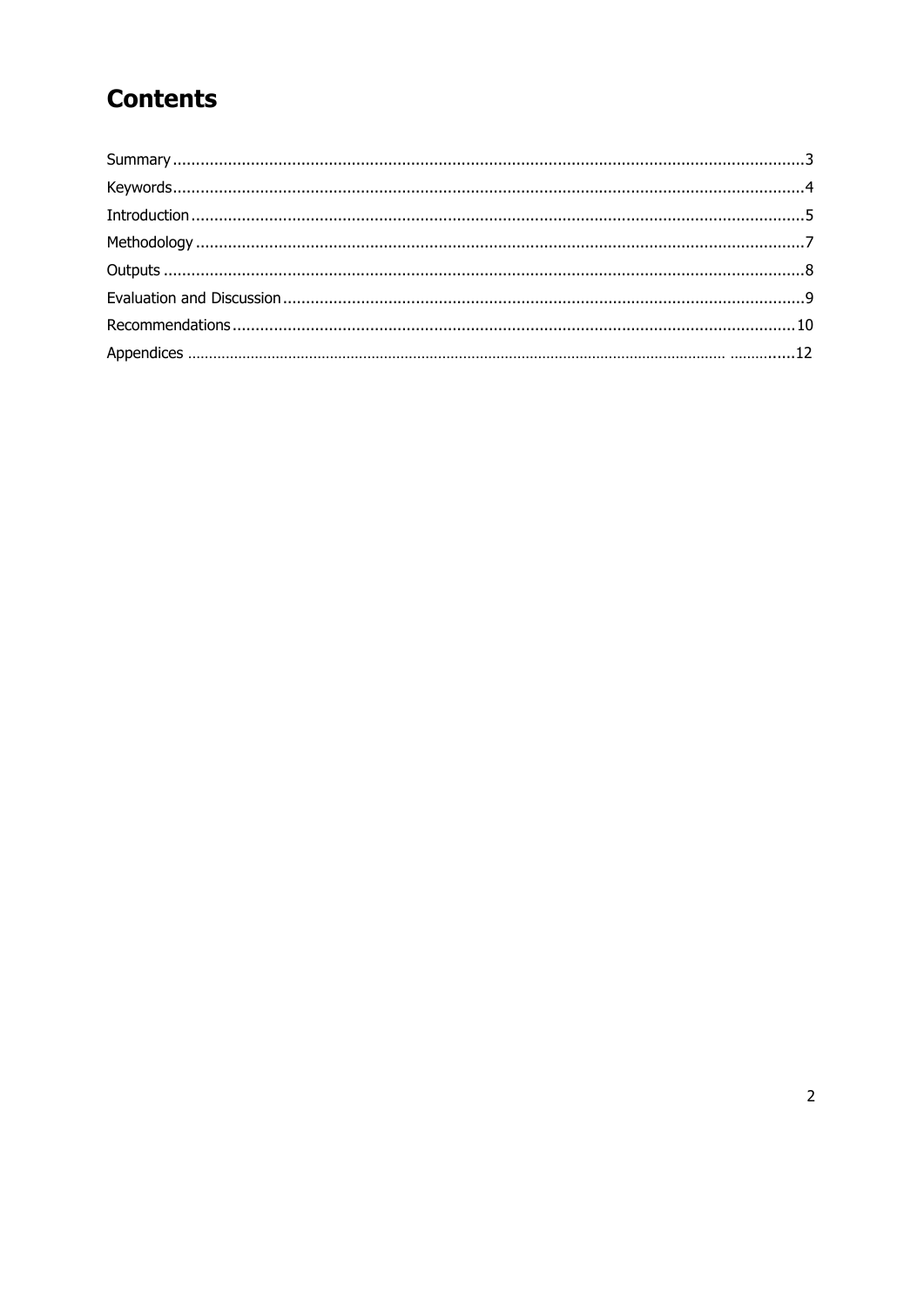# Contents

Summary....................................................................................................................................3
Keywords...................................................................................................................................4
Introduction...............................................................................................................................5
Methodology..............................................................................................................................7
Outputs......................................................................................................................................8
Evaluation and Discussion.........................................................................................................9
Recommendations...................................................................................................................10
Appendices...............................................................................................................................12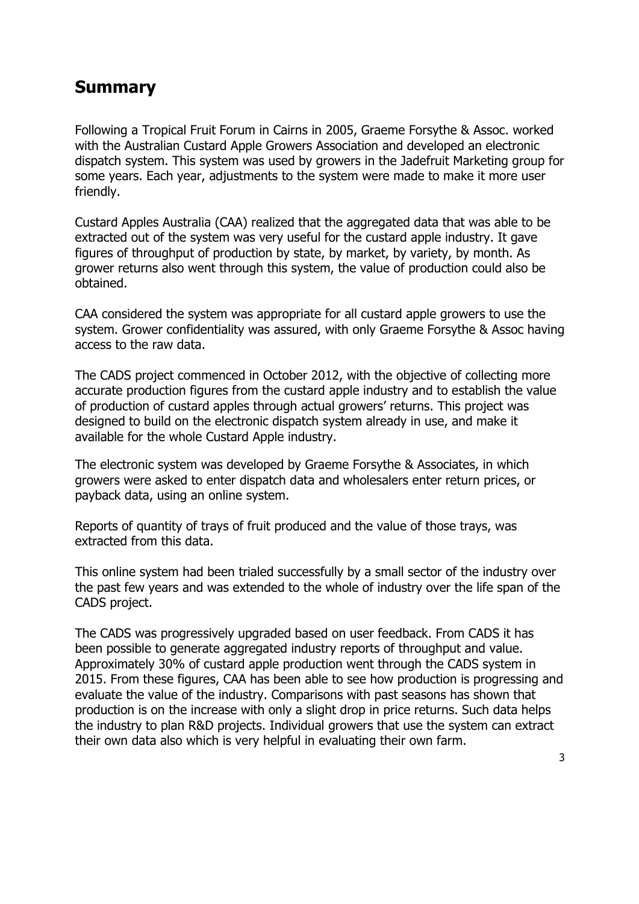## Summary

Following a Tropical Fruit Forum in Cairns in 2005, Graeme Forsythe & Assoc. worked with the Australian Custard Apple Growers Association and developed an electronic dispatch system. This system was used by growers in the Jadefruit Marketing group for some years. Each year, adjustments to the system were made to make it more user friendly.

Custard Apples Australia (CAA) realized that the aggregated data that was able to be extracted out of the system was very useful for the custard apple industry. It gave figures of throughput of production by state, by market, by variety, by month. As grower returns also went through this system, the value of production could also be obtained.

CAA considered the system was appropriate for all custard apple growers to use the system. Grower confidentiality was assured, with only Graeme Forsythe & Assoc having access to the raw data.

The CADS project commenced in October 2012, with the objective of collecting more accurate production figures from the custard apple industry and to establish the value of production of custard apples through actual growers' returns. This project was designed to build on the electronic dispatch system already in use, and make it available for the whole Custard Apple industry.

The electronic system was developed by Graeme Forsythe & Associates, in which growers were asked to enter dispatch data and wholesalers enter return prices, or payback data, using an online system.

Reports of quantity of trays of fruit produced and the value of those trays, was extracted from this data.

This online system had been trialed successfully by a small sector of the industry over the past few years and was extended to the whole of industry over the life span of the CADS project.

The CADS was progressively upgraded based on user feedback. From CADS it has been possible to generate aggregated industry reports of throughput and value. Approximately 30% of custard apple production went through the CADS system in 2015. From these figures, CAA has been able to see how production is progressing and evaluate the value of the industry. Comparisons with past seasons has shown that production is on the increase with only a slight drop in price returns. Such data helps the industry to plan R&D projects. Individual growers that use the system can extract their own data also which is very helpful in evaluating their own farm.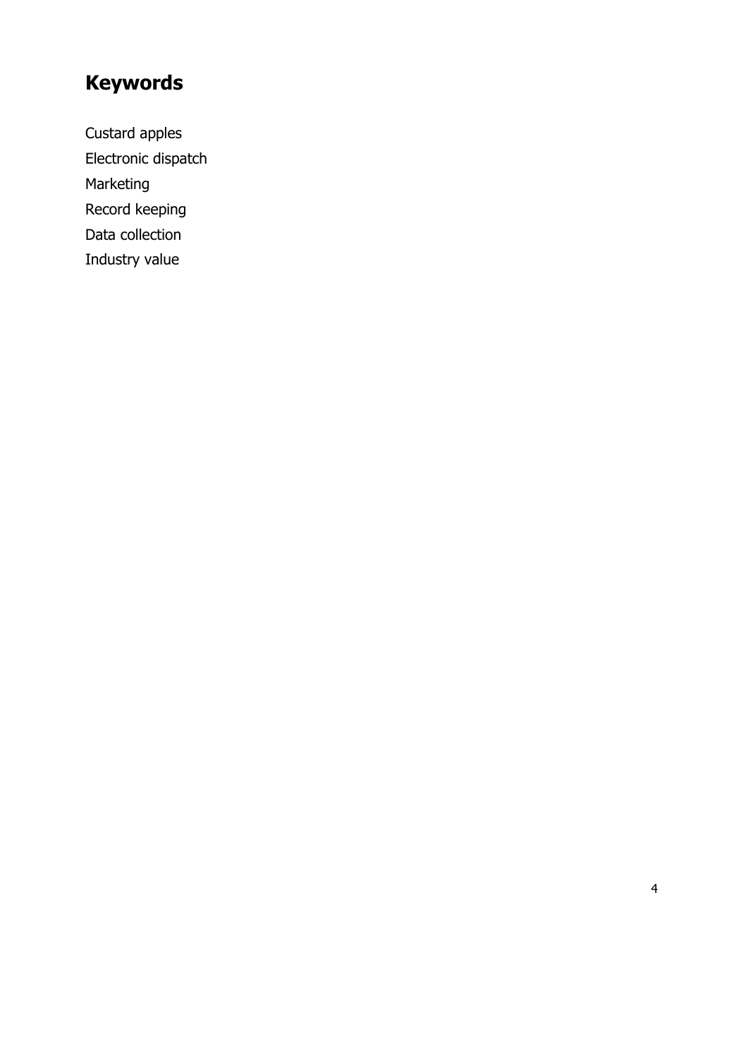# Keywords

Custard apples

Electronic dispatch

Marketing

Record keeping

Data collection

Industry value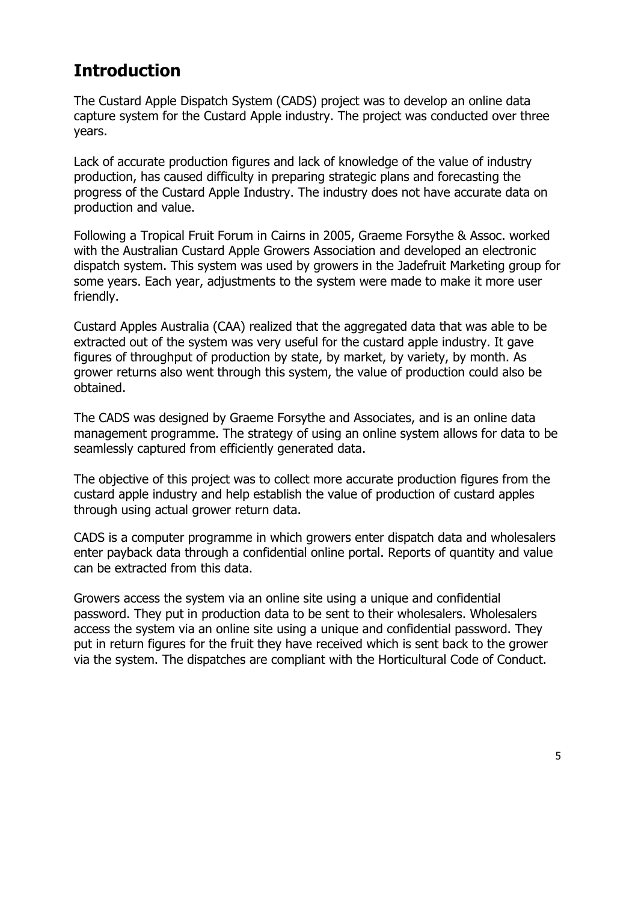# Introduction

The Custard Apple Dispatch System (CADS) project was to develop an online data capture system for the Custard Apple industry. The project was conducted over three years.

Lack of accurate production figures and lack of knowledge of the value of industry production, has caused difficulty in preparing strategic plans and forecasting the progress of the Custard Apple Industry. The industry does not have accurate data on production and value.

Following a Tropical Fruit Forum in Cairns in 2005, Graeme Forsythe & Assoc. worked with the Australian Custard Apple Growers Association and developed an electronic dispatch system. This system was used by growers in the Jadefruit Marketing group for some years. Each year, adjustments to the system were made to make it more user friendly.

Custard Apples Australia (CAA) realized that the aggregated data that was able to be extracted out of the system was very useful for the custard apple industry. It gave figures of throughput of production by state, by market, by variety, by month. As grower returns also went through this system, the value of production could also be obtained.

The CADS was designed by Graeme Forsythe and Associates, and is an online data management programme. The strategy of using an online system allows for data to be seamlessly captured from efficiently generated data.

The objective of this project was to collect more accurate production figures from the custard apple industry and help establish the value of production of custard apples through using actual grower return data.

CADS is a computer programme in which growers enter dispatch data and wholesalers enter payback data through a confidential online portal. Reports of quantity and value can be extracted from this data.

Growers access the system via an online site using a unique and confidential password. They put in production data to be sent to their wholesalers. Wholesalers access the system via an online site using a unique and confidential password. They put in return figures for the fruit they have received which is sent back to the grower via the system. The dispatches are compliant with the Horticultural Code of Conduct.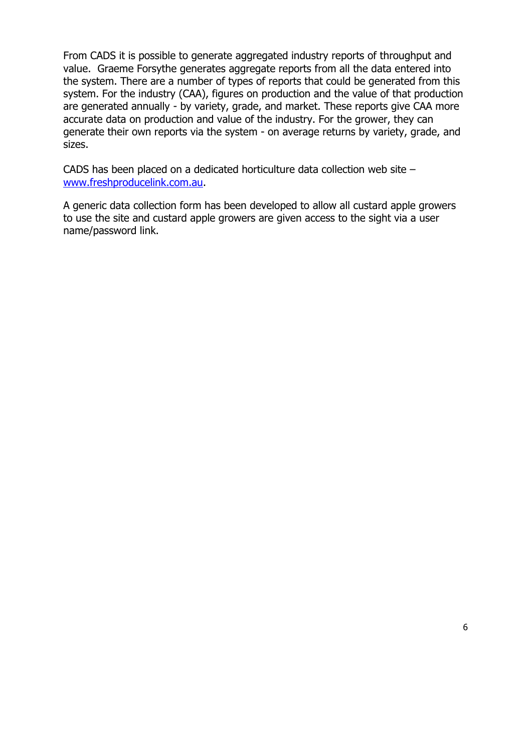From CADS it is possible to generate aggregated industry reports of throughput and value. Graeme Forsythe generates aggregate reports from all the data entered into the system. There are a number of types of reports that could be generated from this system. For the industry (CAA), figures on production and the value of that production are generated annually - by variety, grade, and market. These reports give CAA more accurate data on production and value of the industry. For the grower, they can generate their own reports via the system - on average returns by variety, grade, and sizes.

CADS has been placed on a dedicated horticulture data collection web site – [www.freshproducelink.com.au](http://www.freshproducelink.com.au).

A generic data collection form has been developed to allow all custard apple growers to use the site and custard apple growers are given access to the sight via a user name/password link.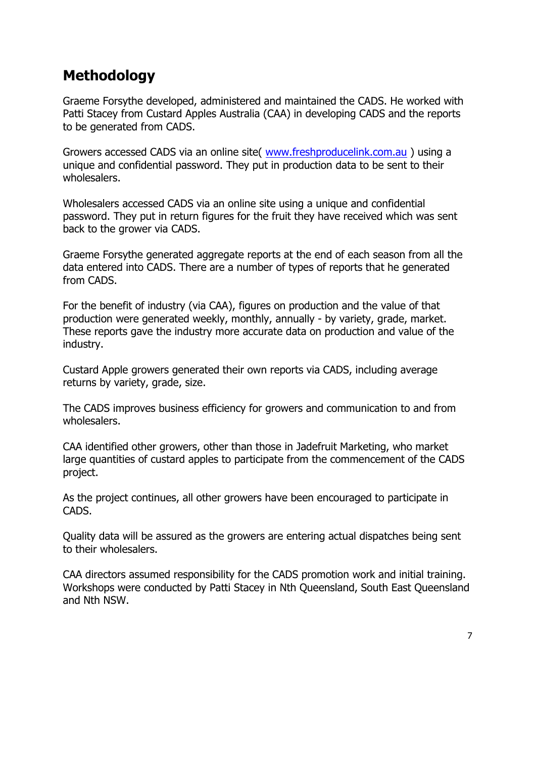## Methodology

Graeme Forsythe developed, administered and maintained the CADS. He worked with Patti Stacey from Custard Apples Australia (CAA) in developing CADS and the reports to be generated from CADS.

Growers accessed CADS via an online site( www.freshproducelink.com.au ) using a unique and confidential password. They put in production data to be sent to their wholesalers.

Wholesalers accessed CADS via an online site using a unique and confidential password. They put in return figures for the fruit they have received which was sent back to the grower via CADS.

Graeme Forsythe generated aggregate reports at the end of each season from all the data entered into CADS. There are a number of types of reports that he generated from CADS.

For the benefit of industry (via CAA), figures on production and the value of that production were generated weekly, monthly, annually - by variety, grade, market. These reports gave the industry more accurate data on production and value of the industry.

Custard Apple growers generated their own reports via CADS, including average returns by variety, grade, size.

The CADS improves business efficiency for growers and communication to and from wholesalers.

CAA identified other growers, other than those in Jadefruit Marketing, who market large quantities of custard apples to participate from the commencement of the CADS project.

As the project continues, all other growers have been encouraged to participate in CADS.

Quality data will be assured as the growers are entering actual dispatches being sent to their wholesalers.

CAA directors assumed responsibility for the CADS promotion work and initial training. Workshops were conducted by Patti Stacey in Nth Queensland, South East Queensland and Nth NSW.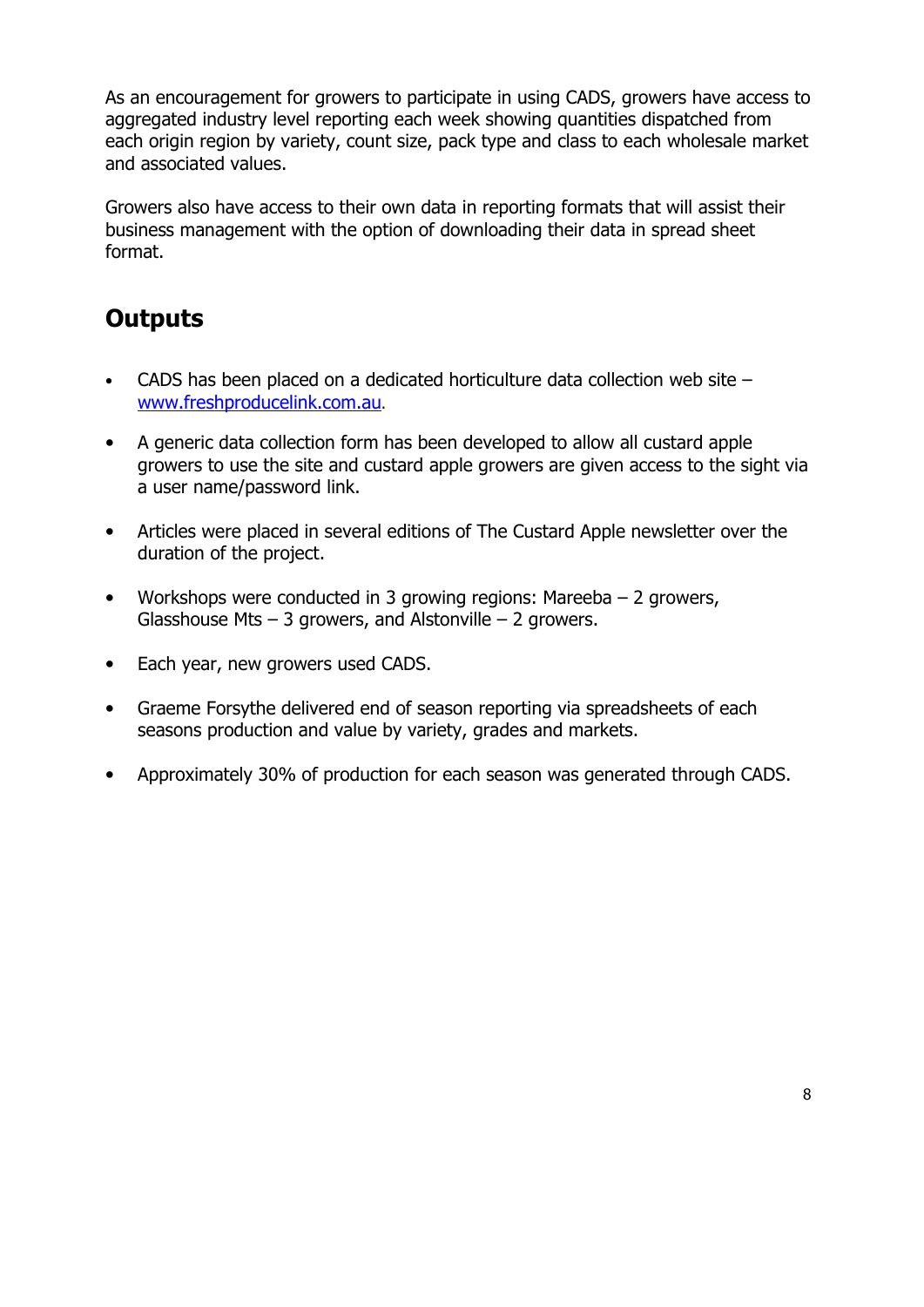As an encouragement for growers to participate in using CADS, growers have access to aggregated industry level reporting each week showing quantities dispatched from each origin region by variety, count size, pack type and class to each wholesale market and associated values.

Growers also have access to their own data in reporting formats that will assist their business management with the option of downloading their data in spread sheet format.

## Outputs

- CADS has been placed on a dedicated horticulture data collection web site – [www.freshproducelink.com.au](http://www.freshproducelink.com.au).
- A generic data collection form has been developed to allow all custard apple growers to use the site and custard apple growers are given access to the sight via a user name/password link.
- Articles were placed in several editions of The Custard Apple newsletter over the duration of the project.
- Workshops were conducted in 3 growing regions: Mareeba – 2 growers, Glasshouse Mts – 3 growers, and Alstonville – 2 growers.
- Each year, new growers used CADS.
- Graeme Forsythe delivered end of season reporting via spreadsheets of each seasons production and value by variety, grades and markets.
- Approximately 30% of production for each season was generated through CADS.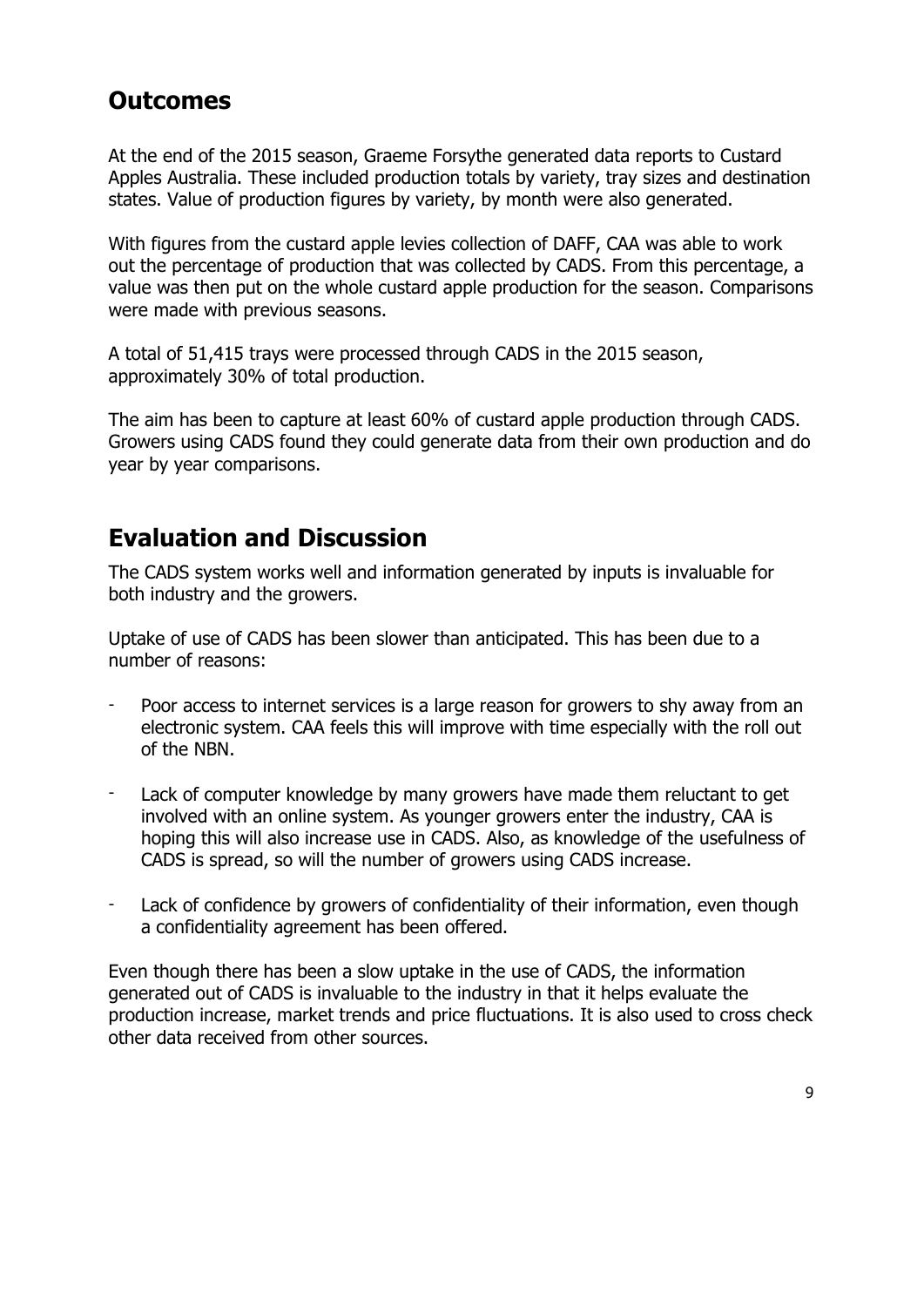## Outcomes

At the end of the 2015 season, Graeme Forsythe generated data reports to Custard Apples Australia. These included production totals by variety, tray sizes and destination states. Value of production figures by variety, by month were also generated.

With figures from the custard apple levies collection of DAFF, CAA was able to work out the percentage of production that was collected by CADS. From this percentage, a value was then put on the whole custard apple production for the season. Comparisons were made with previous seasons.

A total of 51,415 trays were processed through CADS in the 2015 season, approximately 30% of total production.

The aim has been to capture at least 60% of custard apple production through CADS. Growers using CADS found they could generate data from their own production and do year by year comparisons.

## Evaluation and Discussion

The CADS system works well and information generated by inputs is invaluable for both industry and the growers.

Uptake of use of CADS has been slower than anticipated. This has been due to a number of reasons:

- Poor access to internet services is a large reason for growers to shy away from an electronic system. CAA feels this will improve with time especially with the roll out of the NBN.
- Lack of computer knowledge by many growers have made them reluctant to get involved with an online system. As younger growers enter the industry, CAA is hoping this will also increase use in CADS. Also, as knowledge of the usefulness of CADS is spread, so will the number of growers using CADS increase.
- Lack of confidence by growers of confidentiality of their information, even though a confidentiality agreement has been offered.

Even though there has been a slow uptake in the use of CADS, the information generated out of CADS is invaluable to the industry in that it helps evaluate the production increase, market trends and price fluctuations. It is also used to cross check other data received from other sources.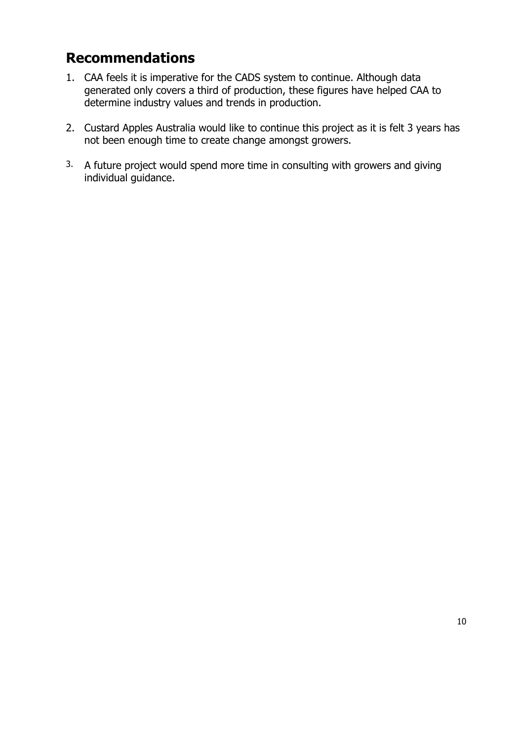## Recommendations

1. CAA feels it is imperative for the CADS system to continue. Although data generated only covers a third of production, these figures have helped CAA to determine industry values and trends in production.

2. Custard Apples Australia would like to continue this project as it is felt 3 years has not been enough time to create change amongst growers.

3. A future project would spend more time in consulting with growers and giving individual guidance.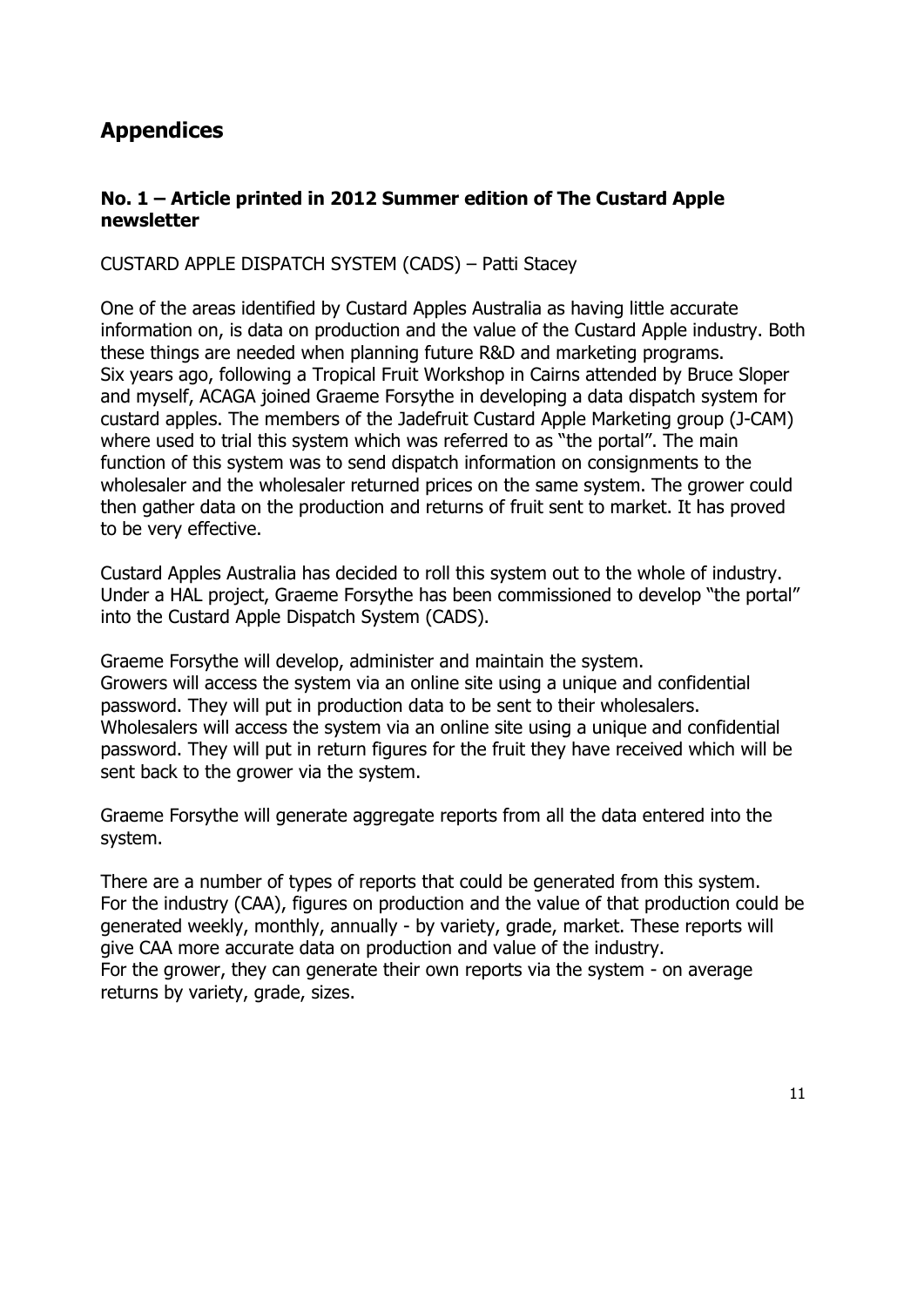# Appendices

### No. 1 – Article printed in 2012 Summer edition of The Custard Apple newsletter

CUSTARD APPLE DISPATCH SYSTEM (CADS) – Patti Stacey

One of the areas identified by Custard Apples Australia as having little accurate information on, is data on production and the value of the Custard Apple industry. Both these things are needed when planning future R&D and marketing programs. Six years ago, following a Tropical Fruit Workshop in Cairns attended by Bruce Sloper and myself, ACAGA joined Graeme Forsythe in developing a data dispatch system for custard apples. The members of the Jadefruit Custard Apple Marketing group (J-CAM) where used to trial this system which was referred to as "the portal". The main function of this system was to send dispatch information on consignments to the wholesaler and the wholesaler returned prices on the same system. The grower could then gather data on the production and returns of fruit sent to market. It has proved to be very effective.

Custard Apples Australia has decided to roll this system out to the whole of industry. Under a HAL project, Graeme Forsythe has been commissioned to develop "the portal" into the Custard Apple Dispatch System (CADS).

Graeme Forsythe will develop, administer and maintain the system.
Growers will access the system via an online site using a unique and confidential password. They will put in production data to be sent to their wholesalers.
Wholesalers will access the system via an online site using a unique and confidential password. They will put in return figures for the fruit they have received which will be sent back to the grower via the system.

Graeme Forsythe will generate aggregate reports from all the data entered into the system.

There are a number of types of reports that could be generated from this system.
For the industry (CAA), figures on production and the value of that production could be generated weekly, monthly, annually - by variety, grade, market. These reports will give CAA more accurate data on production and value of the industry.
For the grower, they can generate their own reports via the system - on average returns by variety, grade, sizes.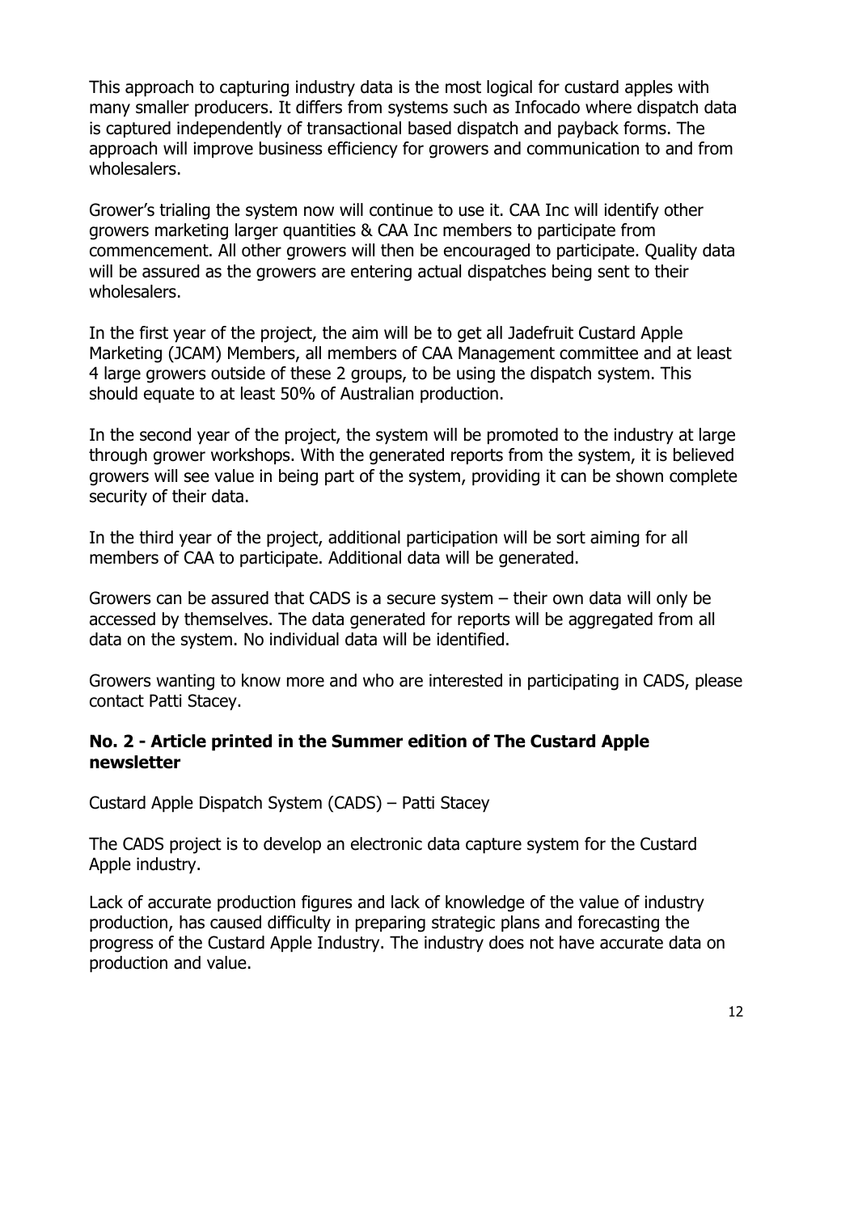This approach to capturing industry data is the most logical for custard apples with many smaller producers. It differs from systems such as Infocado where dispatch data is captured independently of transactional based dispatch and payback forms. The approach will improve business efficiency for growers and communication to and from wholesalers.

Grower's trialing the system now will continue to use it. CAA Inc will identify other growers marketing larger quantities & CAA Inc members to participate from commencement. All other growers will then be encouraged to participate. Quality data will be assured as the growers are entering actual dispatches being sent to their wholesalers.

In the first year of the project, the aim will be to get all Jadefruit Custard Apple Marketing (JCAM) Members, all members of CAA Management committee and at least 4 large growers outside of these 2 groups, to be using the dispatch system. This should equate to at least 50% of Australian production.

In the second year of the project, the system will be promoted to the industry at large through grower workshops. With the generated reports from the system, it is believed growers will see value in being part of the system, providing it can be shown complete security of their data.

In the third year of the project, additional participation will be sort aiming for all members of CAA to participate. Additional data will be generated.

Growers can be assured that CADS is a secure system – their own data will only be accessed by themselves. The data generated for reports will be aggregated from all data on the system. No individual data will be identified.

Growers wanting to know more and who are interested in participating in CADS, please contact Patti Stacey.

### No. 2 - Article printed in the Summer edition of The Custard Apple newsletter

Custard Apple Dispatch System (CADS) – Patti Stacey

The CADS project is to develop an electronic data capture system for the Custard Apple industry.

Lack of accurate production figures and lack of knowledge of the value of industry production, has caused difficulty in preparing strategic plans and forecasting the progress of the Custard Apple Industry. The industry does not have accurate data on production and value.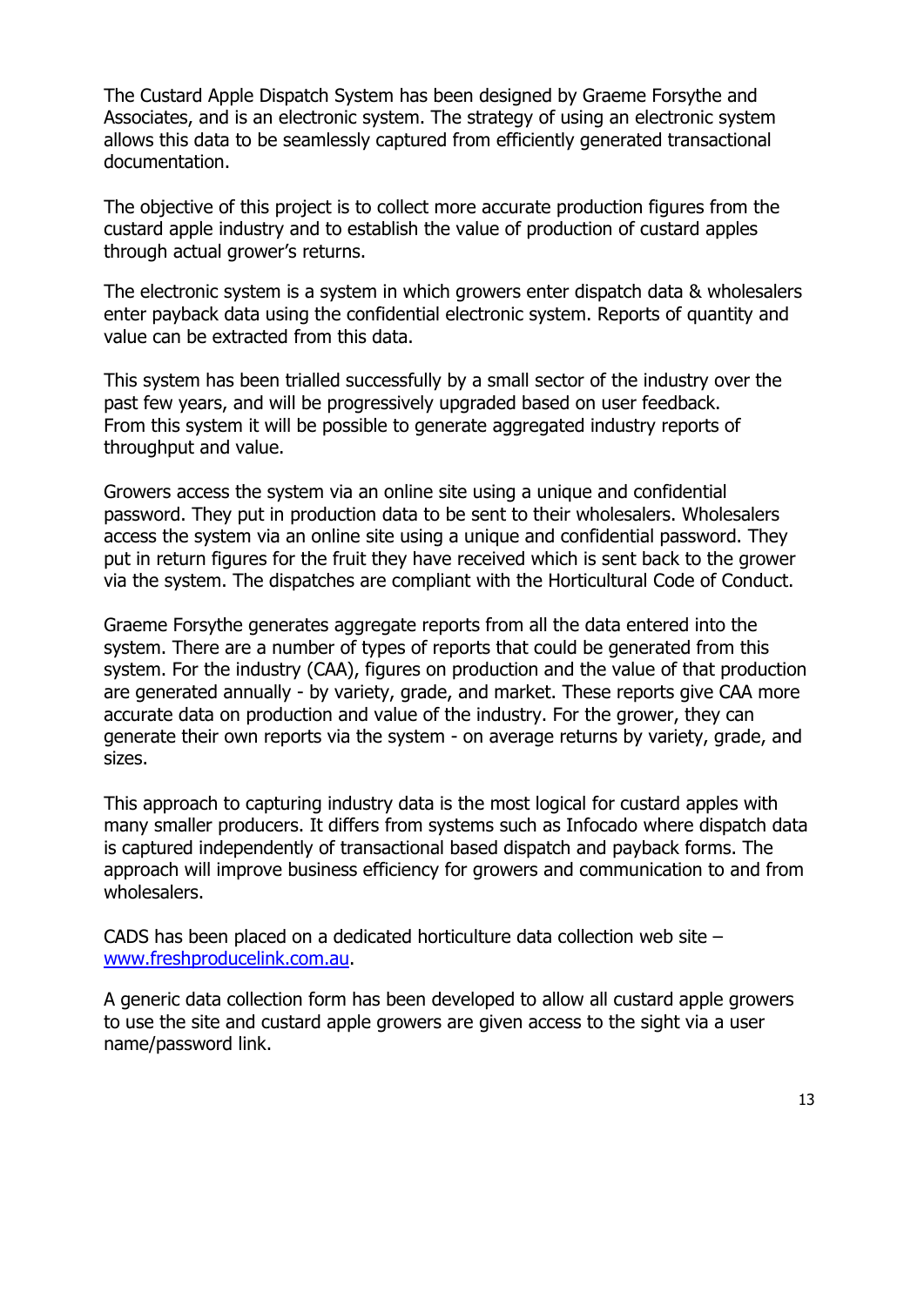The Custard Apple Dispatch System has been designed by Graeme Forsythe and Associates, and is an electronic system. The strategy of using an electronic system allows this data to be seamlessly captured from efficiently generated transactional documentation.

The objective of this project is to collect more accurate production figures from the custard apple industry and to establish the value of production of custard apples through actual grower's returns.

The electronic system is a system in which growers enter dispatch data & wholesalers enter payback data using the confidential electronic system. Reports of quantity and value can be extracted from this data.

This system has been trialled successfully by a small sector of the industry over the past few years, and will be progressively upgraded based on user feedback. From this system it will be possible to generate aggregated industry reports of throughput and value.

Growers access the system via an online site using a unique and confidential password. They put in production data to be sent to their wholesalers. Wholesalers access the system via an online site using a unique and confidential password. They put in return figures for the fruit they have received which is sent back to the grower via the system. The dispatches are compliant with the Horticultural Code of Conduct.

Graeme Forsythe generates aggregate reports from all the data entered into the system. There are a number of types of reports that could be generated from this system. For the industry (CAA), figures on production and the value of that production are generated annually - by variety, grade, and market. These reports give CAA more accurate data on production and value of the industry. For the grower, they can generate their own reports via the system - on average returns by variety, grade, and sizes.

This approach to capturing industry data is the most logical for custard apples with many smaller producers. It differs from systems such as Infocado where dispatch data is captured independently of transactional based dispatch and payback forms. The approach will improve business efficiency for growers and communication to and from wholesalers.

CADS has been placed on a dedicated horticulture data collection web site – [www.freshproducelink.com.au](www.freshproducelink.com.au).

A generic data collection form has been developed to allow all custard apple growers to use the site and custard apple growers are given access to the sight via a user name/password link.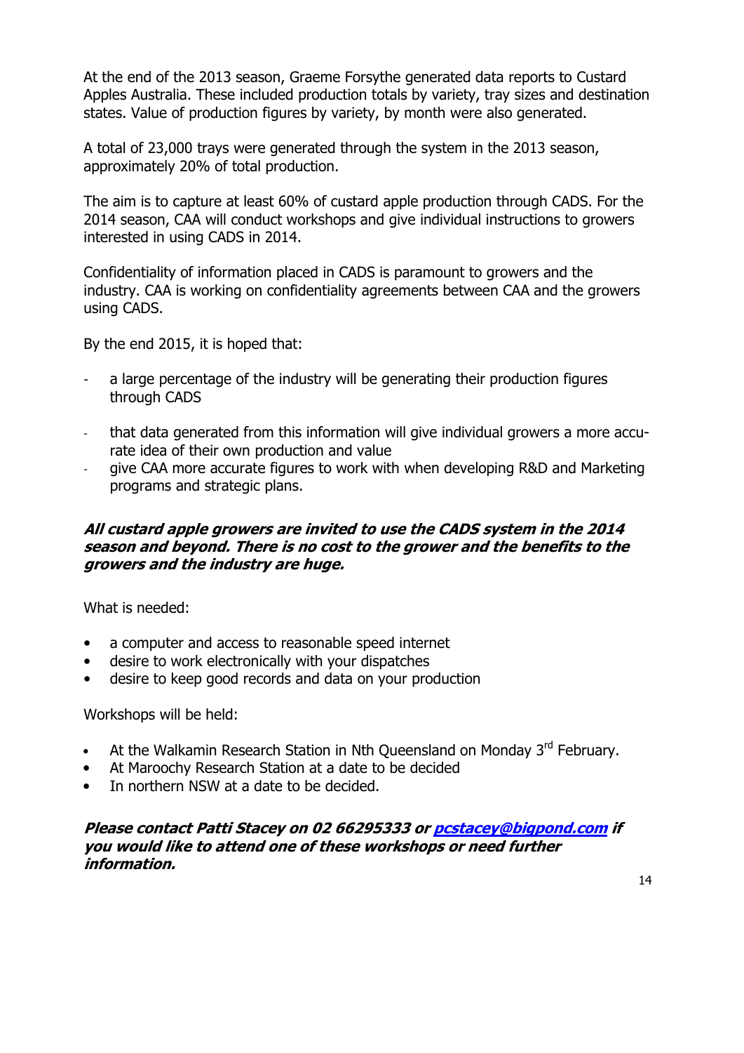At the end of the 2013 season, Graeme Forsythe generated data reports to Custard Apples Australia. These included production totals by variety, tray sizes and destination states. Value of production figures by variety, by month were also generated.

A total of 23,000 trays were generated through the system in the 2013 season, approximately 20% of total production.

The aim is to capture at least 60% of custard apple production through CADS. For the 2014 season, CAA will conduct workshops and give individual instructions to growers interested in using CADS in 2014.

Confidentiality of information placed in CADS is paramount to growers and the industry. CAA is working on confidentiality agreements between CAA and the growers using CADS.

By the end 2015, it is hoped that:

- a large percentage of the industry will be generating their production figures through CADS
- that data generated from this information will give individual growers a more accurate idea of their own production and value
- give CAA more accurate figures to work with when developing R&D and Marketing programs and strategic plans.

***All custard apple growers are invited to use the CADS system in the 2014 season and beyond. There is no cost to the grower and the benefits to the growers and the industry are huge.***

What is needed:

- a computer and access to reasonable speed internet
- desire to work electronically with your dispatches
- desire to keep good records and data on your production

Workshops will be held:

- At the Walkamin Research Station in Nth Queensland on Monday 3rd February.
- At Maroochy Research Station at a date to be decided
- In northern NSW at a date to be decided.

***Please contact Patti Stacey on 02 66295333 or pcstacey@bigpond.com if you would like to attend one of these workshops or need further information.***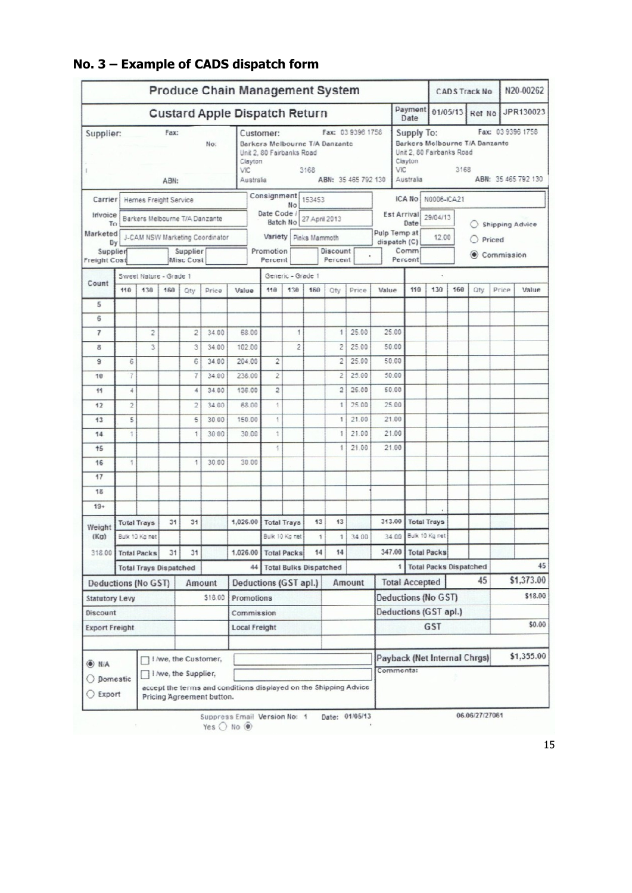## No. 3 – Example of CADS dispatch form

**Produce Chain Management System** | CADS Track No: N20-00262

**Custard Apple Dispatch Return** | Payment Date: 01/05/13 | Ref No: JPR130023

| Supplier: | Customer: | Supply To: |
|---|---|---|
| Fax: No: ABN: | Barkers Melbourne T/A Danzante, Unit 2, 80 Fairbanks Road, Clayton VIC 3168 Australia. Fax: 03 9396 1758. ABN: 35 465 792 130 | Barkers Melbourne T/A Danzante, Unit 2, 80 Fairbanks Road, Clayton VIC 3168 Australia. Fax: 03 9396 1758. ABN: 35 465 792 130 |

| Field | Value | Field | Value | Field | Value |
|---|---|---|---|---|---|
| Carrier | Hemes Freight Service | Consignment No | 153453 | ICA No | N0006-ICA21 |
| Invoice To | Barkers Melbourne T/A Danzante | Date Code / Batch No | 27 April 2013 | Est Arrival Date | 29/04/13 |
| Marketed By | J-CAM NSW Marketing Coordinator | Variety | Pinks Mammoth | Pulp Temp at dispatch (C) | 12.00 |
| Supplier Freight Cost | | Promotion Percent | | Comm Percent | |
| Supplier Misc Cost | | Discount Percent | . | | |

○ Shipping Advice ○ Priced ◉ Commission

| Count | Sweet Nature - Grade 1 110 | 130 | 160 | Qty | Price | Value | Generic - Grade 1 110 | 130 | 160 | Qty | Price | Value | 110 | 130 | 160 | Qty | Price | Value |
|---|---|---|---|---|---|---|---|---|---|---|---|---|---|---|---|---|---|---|
| 5 | | | | | | | | | | | | | | | | | | |
| 6 | | | | | | | | | | | | | | | | | | |
| 7 | | 2 | | 2 | 34.00 | 68.00 | | 1 | | 1 | 25.00 | 25.00 | | | | | | |
| 8 | | 3 | | 3 | 34.00 | 102.00 | | 2 | | 2 | 25.00 | 50.00 | | | | | | |
| 9 | 6 | | | 6 | 34.00 | 204.00 | 2 | | | 2 | 25.00 | 50.00 | | | | | | |
| 10 | 7 | | | 7 | 34.00 | 238.00 | 2 | | | 2 | 25.00 | 50.00 | | | | | | |
| 11 | 4 | | | 4 | 34.00 | 136.00 | 2 | | | 2 | 25.00 | 50.00 | | | | | | |
| 12 | 2 | | | 2 | 34.00 | 68.00 | 1 | | | 1 | 25.00 | 25.00 | | | | | | |
| 13 | 5 | | | 5 | 30.00 | 150.00 | 1 | | | 1 | 21.00 | 21.00 | | | | | | |
| 14 | 1 | | | 1 | 30.00 | 30.00 | 1 | | | 1 | 21.00 | 21.00 | | | | | | |
| 15 | | | | | | | 1 | | | 1 | 21.00 | 21.00 | | | | | | |
| 16 | 1 | | | 1 | 30.00 | 30.00 | | | | | | | | | | | | |
| 17 | | | | | | | | | | | | | | | | | | |
| 18 | | | | | | | | | | | | | | | | | | |
| 19+ | | | | | | | | | | | | | | | | | | |
| Weight (Kg) | Total Trays | | 31 | 31 | | 1,026.00 | Total Trays | | 13 | 13 | | 313.00 | Total Trays | | | | | |
| | Bulk 10 Kg net | | | | | | Bulk 10 Kg net | | 1 | 1 | 34.00 | 34.00 | Bulk 10 Kg net | | | | | |
| 318.00 | Total Packs | | 31 | 31 | | 1,026.00 | Total Packs | | 14 | 14 | | 347.00 | Total Packs | | | | | |
| | Total Trays Dispatched | | | | | 44 | Total Bulks Dispatched | | | | | 1 | Total Packs Dispatched | | | | | 45 |

| Deductions (No GST) | Amount | Deductions (GST apl.) | Amount | | |
|---|---|---|---|---|---|
| Statutory Levy | $18.00 | Promotions | | Total Accepted: 45 | $1,373.00 |
| Discount | | Commission | | Deductions (No GST) | $18.00 |
| Export Freight | | Local Freight | | Deductions (GST apl.) | |
| | | | | GST | $0.00 |
| | | | | Payback (Net Internal Chrgs) | $1,355.00 |

◉ N/A ○ Domestic ○ Export

☐ I /we, the Customer,
☐ I /we, the Supplier,
accept the terms and conditions displayed on the Shipping Advice Pricing Agreement button.

Comments:

Suppress Email Yes ○ No ◉ Version No: 1 Date: 01/05/13 06.06/27/27061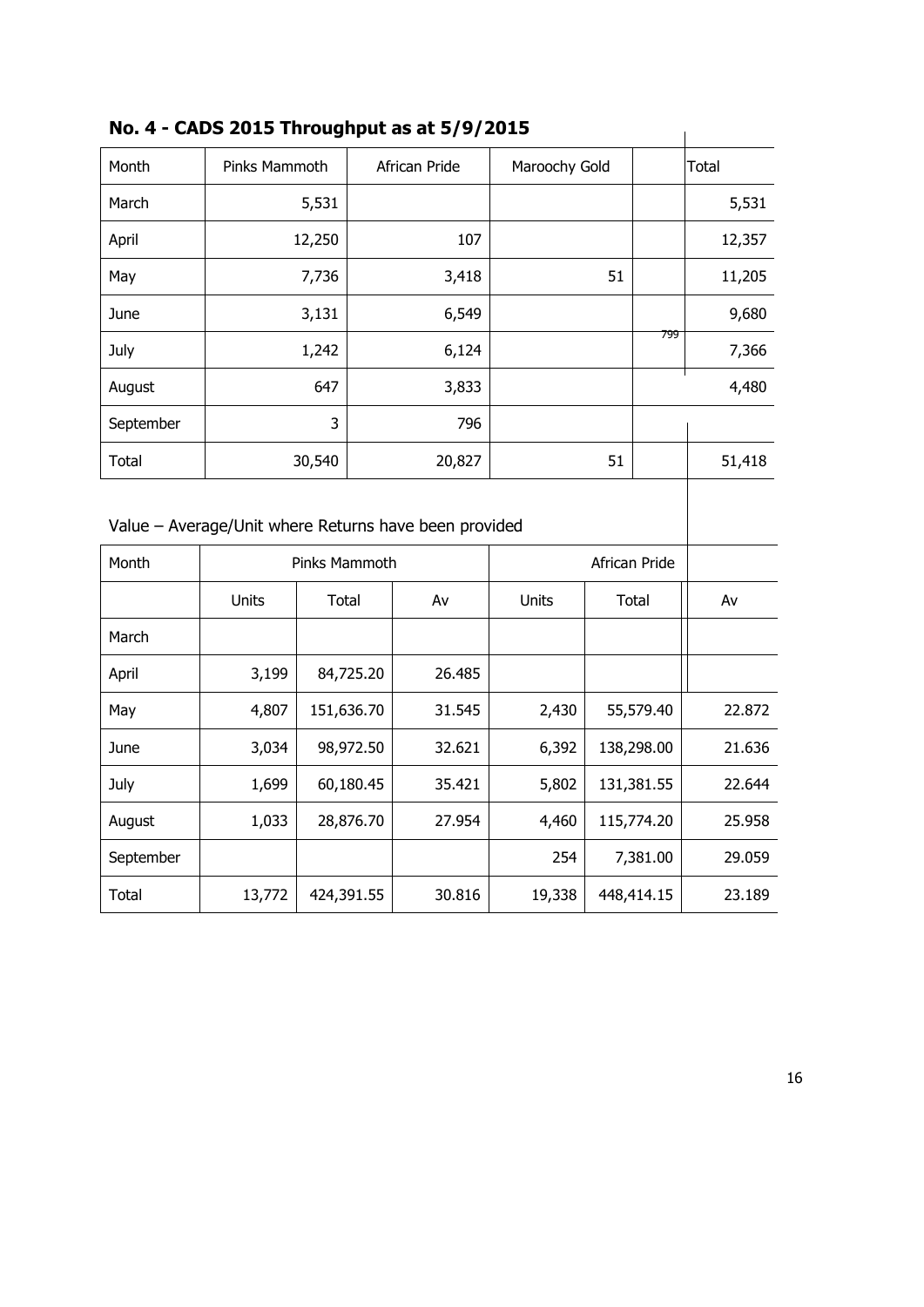## No. 4 - CADS 2015 Throughput as at 5/9/2015

| Month | Pinks Mammoth | African Pride | Maroochy Gold | | Total |
|---|---|---|---|---|---|
| March | 5,531 | | | | 5,531 |
| April | 12,250 | 107 | | | 12,357 |
| May | 7,736 | 3,418 | 51 | | 11,205 |
| June | 3,131 | 6,549 | | | 9,680 |
| July | 1,242 | 6,124 | | 799 | 7,366 |
| August | 647 | 3,833 | | | 4,480 |
| September | 3 | 796 | | | |
| Total | 30,540 | 20,827 | 51 | | 51,418 |

Value – Average/Unit where Returns have been provided

| Month | Pinks Mammoth | | | African Pride | | |
|---|---|---|---|---|---|---|
| | Units | Total | Av | Units | Total | Av |
| March | | | | | | |
| April | 3,199 | 84,725.20 | 26.485 | | | |
| May | 4,807 | 151,636.70 | 31.545 | 2,430 | 55,579.40 | 22.872 |
| June | 3,034 | 98,972.50 | 32.621 | 6,392 | 138,298.00 | 21.636 |
| July | 1,699 | 60,180.45 | 35.421 | 5,802 | 131,381.55 | 22.644 |
| August | 1,033 | 28,876.70 | 27.954 | 4,460 | 115,774.20 | 25.958 |
| September | | | | 254 | 7,381.00 | 29.059 |
| Total | 13,772 | 424,391.55 | 30.816 | 19,338 | 448,414.15 | 23.189 |